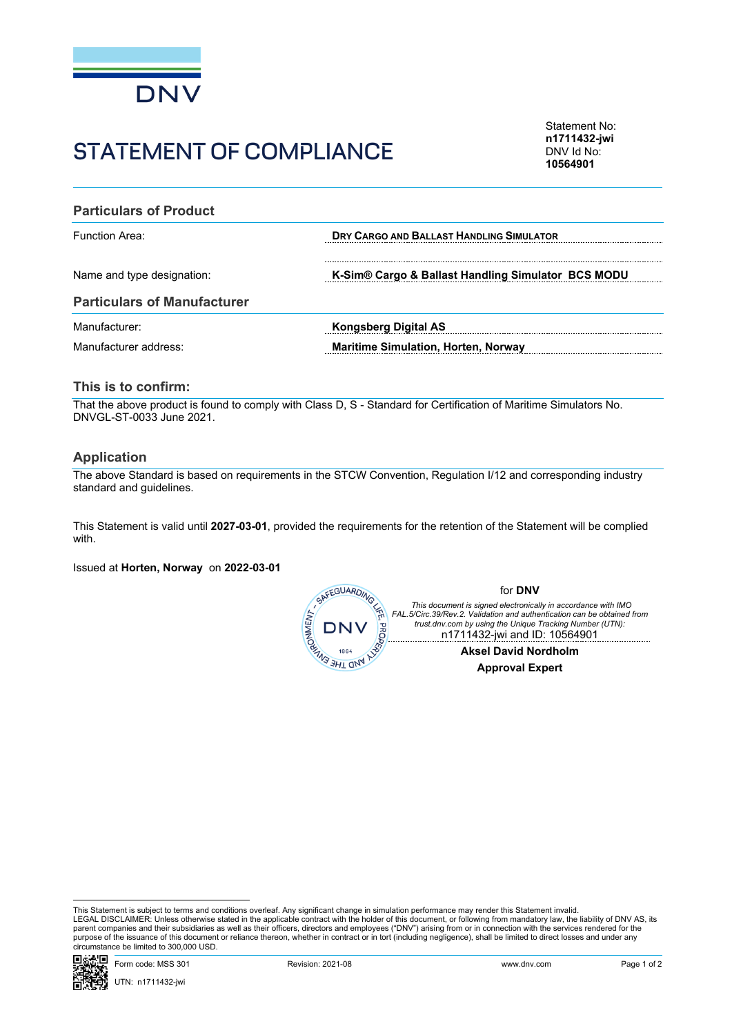DNV

# STATEMENT OF COMPLIANCE

Statement No:
**n1711432-jwi**
DNV Id No:
**10564901**

## Particulars of Product

| | |
|---|---|
| Function Area: | **DRY CARGO AND BALLAST HANDLING SIMULATOR** |
| Name and type designation: | **K-Sim® Cargo & Ballast Handling Simulator BCS MODU** |

## Particulars of Manufacturer

| | |
|---|---|
| Manufacturer: | **Kongsberg Digital AS** |
| Manufacturer address: | **Maritime Simulation, Horten, Norway** |

## This is to confirm:

That the above product is found to comply with Class D, S - Standard for Certification of Maritime Simulators No. DNVGL-ST-0033 June 2021.

## Application

The above Standard is based on requirements in the STCW Convention, Regulation I/12 and corresponding industry standard and guidelines.

This Statement is valid until **2027-03-01**, provided the requirements for the retention of the Statement will be complied with.

Issued at **Horten, Norway** on **2022-03-01**

for **DNV**

*This document is signed electronically in accordance with IMO FAL.5/Circ.39/Rev.2. Validation and authentication can be obtained from trust.dnv.com by using the Unique Tracking Number (UTN):*
n1711432-jwi and ID: 10564901

**Aksel David Nordholm**
**Approval Expert**

This Statement is subject to terms and conditions overleaf. Any significant change in simulation performance may render this Statement invalid.
LEGAL DISCLAIMER: Unless otherwise stated in the applicable contract with the holder of this document, or following from mandatory law, the liability of DNV AS, its parent companies and their subsidiaries as well as their officers, directors and employees ("DNV") arising from or in connection with the services rendered for the purpose of the issuance of this document or reliance thereon, whether in contract or in tort (including negligence), shall be limited to direct losses and under any circumstance be limited to 300,000 USD.

Form code: MSS 301 Revision: 2021-08 www.dnv.com
UTN: n1711432-jwi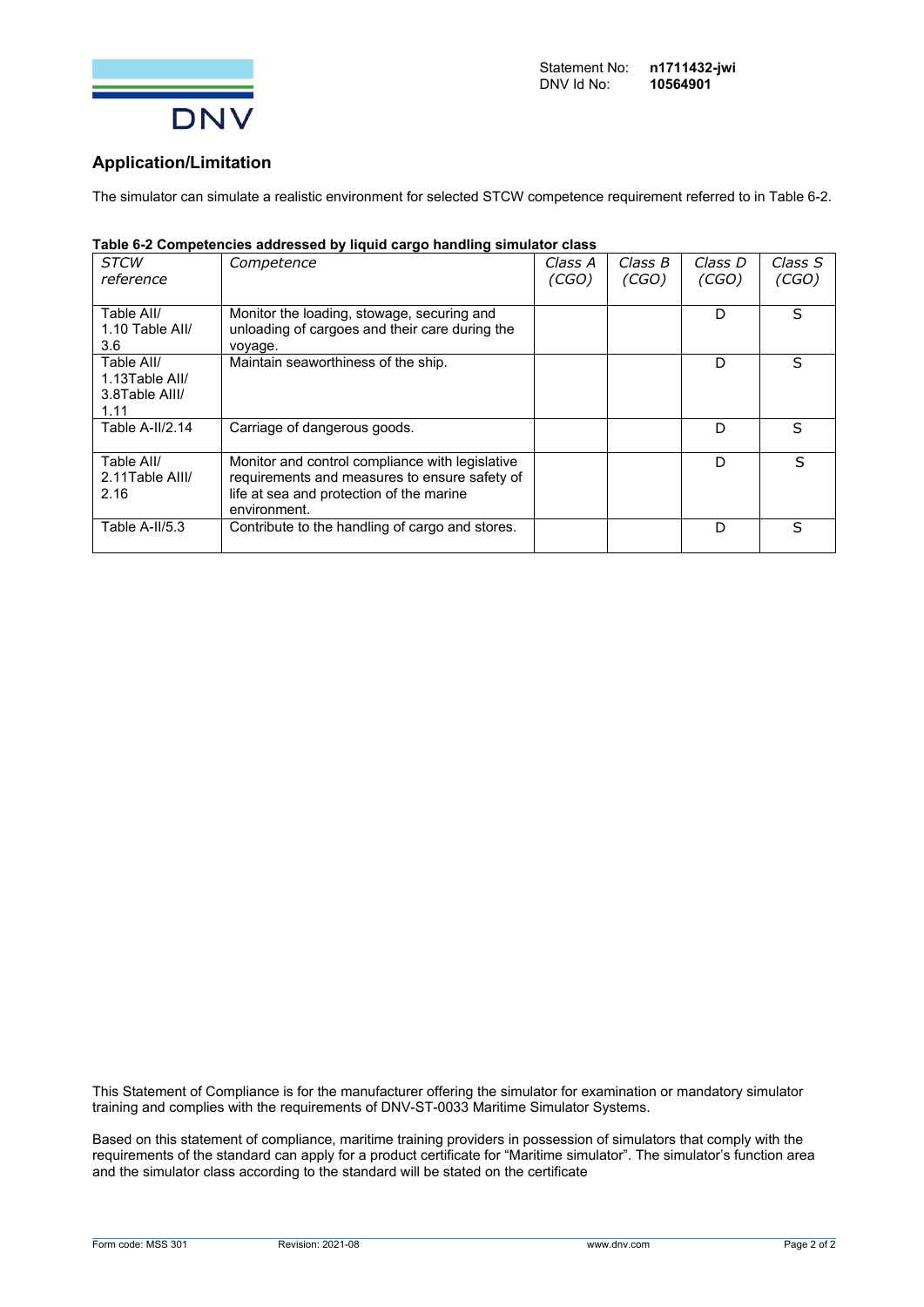Statement No: **n1711432-jwi**
DNV Id No: **10564901**

## Application/Limitation

The simulator can simulate a realistic environment for selected STCW competence requirement referred to in Table 6-2.

**Table 6-2 Competencies addressed by liquid cargo handling simulator class**

| *STCW reference* | *Competence* | *Class A (CGO)* | *Class B (CGO)* | *Class D (CGO)* | *Class S (CGO)* |
|---|---|---|---|---|---|
| Table AII/ 1.10 Table AII/ 3.6 | Monitor the loading, stowage, securing and unloading of cargoes and their care during the voyage. | | | D | S |
| Table AII/ 1.13Table AII/ 3.8Table AIII/ 1.11 | Maintain seaworthiness of the ship. | | | D | S |
| Table A-II/2.14 | Carriage of dangerous goods. | | | D | S |
| Table AII/ 2.11Table AIII/ 2.16 | Monitor and control compliance with legislative requirements and measures to ensure safety of life at sea and protection of the marine environment. | | | D | S |
| Table A-II/5.3 | Contribute to the handling of cargo and stores. | | | D | S |

This Statement of Compliance is for the manufacturer offering the simulator for examination or mandatory simulator training and complies with the requirements of DNV-ST-0033 Maritime Simulator Systems.

Based on this statement of compliance, maritime training providers in possession of simulators that comply with the requirements of the standard can apply for a product certificate for "Maritime simulator". The simulator's function area and the simulator class according to the standard will be stated on the certificate